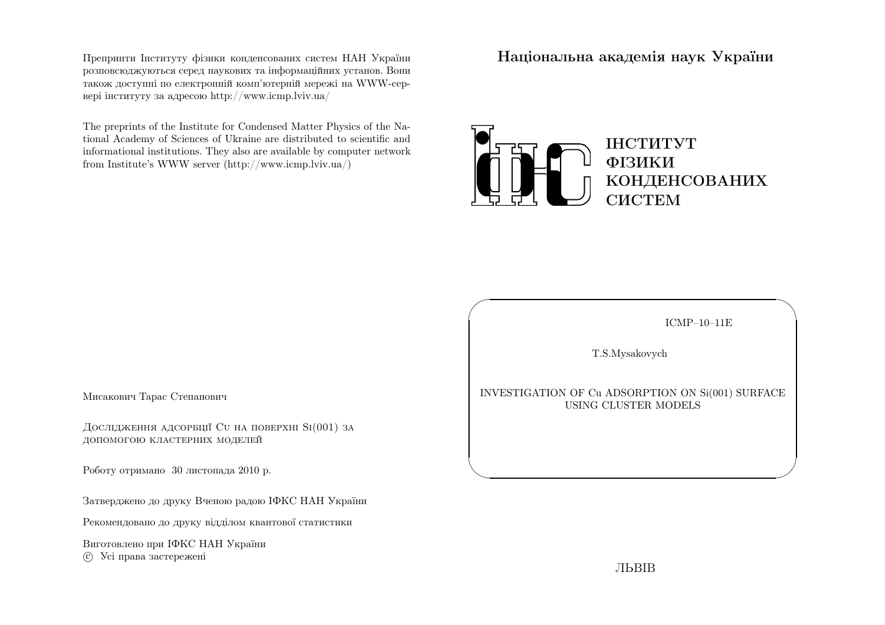Препринти Інституту фізики конденсованих систем НАН України розповсюджуються серед наукових та інформаційних установ. Вони також доступні по електронній комп'ютерній мережі на WWW-сервері інституту за адресою http://www.icmp.lviv.ua/

The preprints of the Institute for Condensed Matter Physics of the National Academy of Sciences of Ukraine are distributed to scientific and informational institutions. They also are available by computer network from Institute's WWW server (http://www.icmp.lviv.ua/)

Мисакович Тарас Степанович

Дослідження адсорбції Cu на поверхні Si(001) за допомогою кластерних моделей

Роботу отримано 30 листопада 2010 р.

Затверджено до друку Вченою радою ІФКС НАН України

Рекомендовано до друку відділом квантової статистики

Виготовлено при ІФКС НАН України

© Усі права застережені

**Національна академія наук України**

ІНСТИТУТ
ФІЗИКИ
КОНДЕНСОВАНИХ
СИСТЕМ

ICMP–10–11E

T.S.Mysakovych

INVESTIGATION OF Cu ADSORPTION ON Si(001) SURFACE USING CLUSTER MODELS

ЛЬВІВ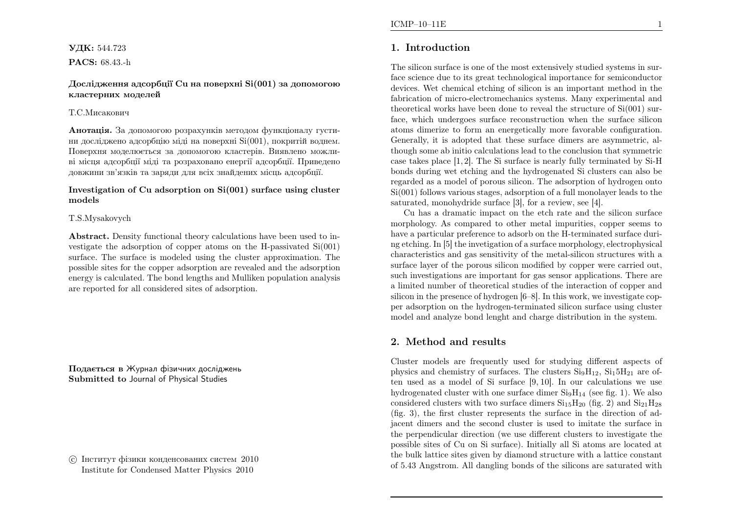**УДК:** 544.723

**PACS:** 68.43.-h

**Дослідження адсорбції Cu на поверхні Si(001) за допомогою кластерних моделей**

Т.С.Мисакович

**Анотація.** За допомогою розрахунків методом функціоналу густини досліджено адсорбцію міді на поверхні Si(001), покритій воднем. Поверхня моделюється за допомогою кластерів. Виявлено можливі місця адсорбції міді та розраховано енергії адсорбції. Приведено довжини зв'язків та заряди для всіх знайдених місць адсорбції.

**Investigation of Cu adsorption on Si(001) surface using cluster models**

T.S.Mysakovych

**Abstract.** Density functional theory calculations have been used to investigate the adsorption of copper atoms on the H-passivated Si(001) surface. The surface is modeled using the cluster approximation. The possible sites for the copper adsorption are revealed and the adsorption energy is calculated. The bond lengths and Mulliken population analysis are reported for all considered sites of adsorption.

**Подається в** Журнал фізичних досліджень
**Submitted to** Journal of Physical Studies

© Інститут фізики конденсованих систем 2010
Institute for Condensed Matter Physics 2010

## 1. Introduction

The silicon surface is one of the most extensively studied systems in surface science due to its great technological importance for semiconductor devices. Wet chemical etching of silicon is an important method in the fabrication of micro-electromechanics systems. Many experimental and theoretical works have been done to reveal the structure of Si(001) surface, which undergoes surface reconstruction when the surface silicon atoms dimerize to form an energetically more favorable configuration. Generally, it is adopted that these surface dimers are asymmetric, although some ab initio calculations lead to the conclusion that symmetric case takes place [1, 2]. The Si surface is nearly fully terminated by Si-H bonds during wet etching and the hydrogenated Si clusters can also be regarded as a model of porous silicon. The adsorption of hydrogen onto Si(001) follows various stages, adsorption of a full monolayer leads to the saturated, monohydride surface [3], for a review, see [4].

Cu has a dramatic impact on the etch rate and the silicon surface morphology. As compared to other metal impurities, copper seems to have a particular preference to adsorb on the H-terminated surface during etching. In [5] the invetigation of a surface morphology, electrophysical characteristics and gas sensitivity of the metal-silicon structures with a surface layer of the porous silicon modified by copper were carried out, such investigations are important for gas sensor applications. There are a limited number of theoretical studies of the interaction of copper and silicon in the presence of hydrogen [6–8]. In this work, we investigate copper adsorption on the hydrogen-terminated silicon surface using cluster model and analyze bond lenght and charge distribution in the system.

## 2. Method and results

Cluster models are frequently used for studying different aspects of physics and chemistry of surfaces. The clusters $Si_9H_{12}$, $Si_15H_{21}$ are often used as a model of Si surface [9, 10]. In our calculations we use hydrogenated cluster with one surface dimer $Si_9H_{14}$ (see fig. 1). We also considered clusters with two surface dimers $Si_{15}H_{20}$ (fig. 2) and $Si_{21}H_{28}$ (fig. 3), the first cluster represents the surface in the direction of adjacent dimers and the second cluster is used to imitate the surface in the perpendicular direction (we use different clusters to investigate the possible sites of Cu on Si surface). Initially all Si atoms are located at the bulk lattice sites given by diamond structure with a lattice constant of 5.43 Angstrom. All dangling bonds of the silicons are saturated with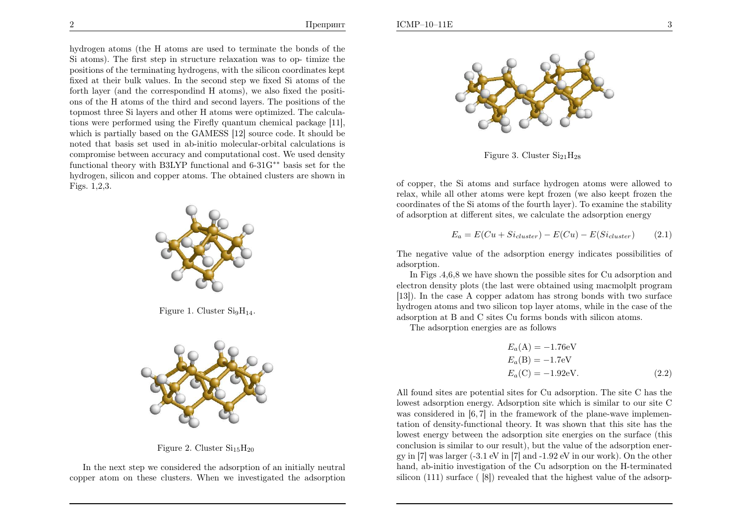hydrogen atoms (the H atoms are used to terminate the bonds of the Si atoms). The first step in structure relaxation was to op- timize the positions of the terminating hydrogens, with the silicon coordinates kept fixed at their bulk values. In the second step we fixed Si atoms of the forth layer (and the correspondind H atoms), we also fixed the positions of the H atoms of the third and second layers. The positions of the topmost three Si layers and other H atoms were optimized. The calculations were performed using the Firefly quantum chemical package [11], which is partially based on the GAMESS [12] source code. It should be noted that basis set used in ab-initio molecular-orbital calculations is compromise between accuracy and computational cost. We used density functional theory with B3LYP functional and 6-31G** basis set for the hydrogen, silicon and copper atoms. The obtained clusters are shown in Figs. 1,2,3.

Figure 1. Cluster $Si_9H_{14}$.

Figure 2. Cluster $Si_{15}H_{20}$

In the next step we considered the adsorption of an initially neutral copper atom on these clusters. When we investigated the adsorption

Figure 3. Cluster $Si_{21}H_{28}$

of copper, the Si atoms and surface hydrogen atoms were allowed to relax, while all other atoms were kept frozen (we also keept frozen the coordinates of the Si atoms of the fourth layer). To examine the stability of adsorption at different sites, we calculate the adsorption energy

$$E_a = E(Cu + Si_{cluster}) - E(Cu) - E(Si_{cluster}) \qquad (2.1)$$

The negative value of the adsorption energy indicates possibilities of adsorption.

In Figs .4,6,8 we have shown the possible sites for Cu adsorption and electron density plots (the last were obtained using macmolplt program [13]). In the case A copper adatom has strong bonds with two surface hydrogen atoms and two silicon top layer atoms, while in the case of the adsorption at B and C sites Cu forms bonds with silicon atoms.

The adsorption energies are as follows

$$\begin{aligned} E_a(\mathrm{A}) &= -1.76\mathrm{eV} \\ E_a(\mathrm{B}) &= -1.7\mathrm{eV} \\ E_a(\mathrm{C}) &= -1.92\mathrm{eV}. \end{aligned} \qquad (2.2)$$

All found sites are potential sites for Cu adsorption. The site C has the lowest adsorption energy. Adsorption site which is similar to our site C was considered in [6, 7] in the framework of the plane-wave implementation of density-functional theory. It was shown that this site has the lowest energy between the adsorption site energies on the surface (this conclusion is similar to our result), but the value of the adsorption energy in [7] was larger (-3.1 eV in [7] and -1.92 eV in our work). On the other hand, ab-initio investigation of the Cu adsorption on the H-terminated silicon (111) surface ( [8]) revealed that the highest value of the adsorp-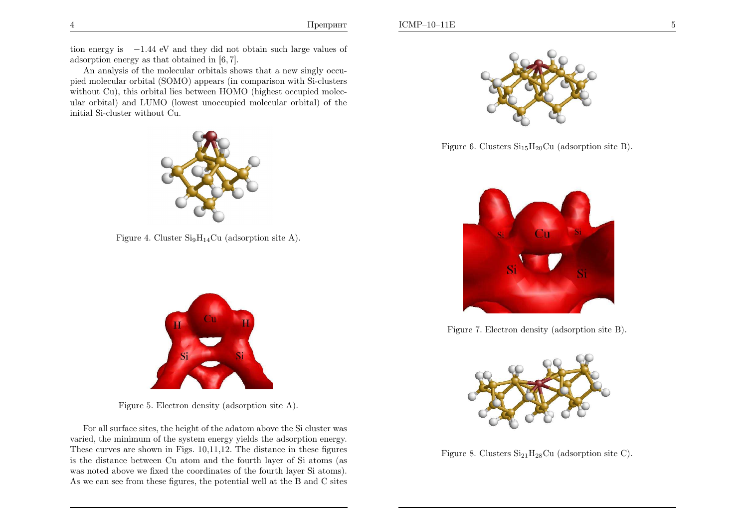tion energy is $-1.44$ eV and they did not obtain such large values of adsorption energy as that obtained in [6,7].

An analysis of the molecular orbitals shows that a new singly occupied molecular orbital (SOMO) appears (in comparison with Si-clusters without Cu), this orbital lies between HOMO (highest occupied molecular orbital) and LUMO (lowest unoccupied molecular orbital) of the initial Si-cluster without Cu.

Figure 4. Cluster $Si_9H_{14}Cu$ (adsorption site A).

Figure 5. Electron density (adsorption site A).

For all surface sites, the height of the adatom above the Si cluster was varied, the minimum of the system energy yields the adsorption energy. These curves are shown in Figs. 10,11,12. The distance in these figures is the distance between Cu atom and the fourth layer of Si atoms (as was noted above we fixed the coordinates of the fourth layer Si atoms). As we can see from these figures, the potential well at the B and C sites

Figure 6. Clusters $Si_{15}H_{20}Cu$ (adsorption site B).

Figure 7. Electron density (adsorption site B).

Figure 8. Clusters $Si_{21}H_{28}Cu$ (adsorption site C).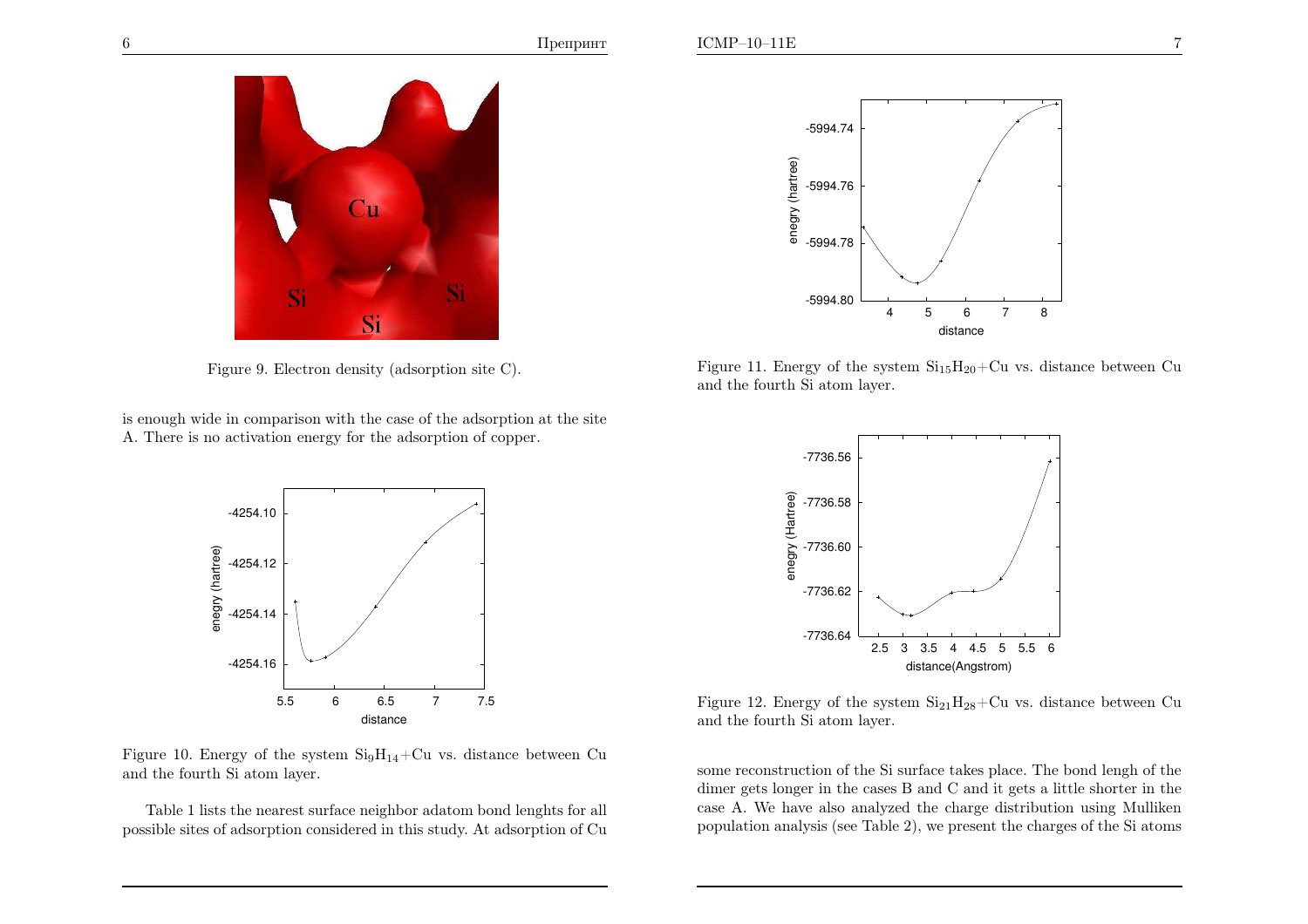Figure 9. Electron density (adsorption site C).

is enough wide in comparison with the case of the adsorption at the site A. There is no activation energy for the adsorption of copper.

Figure 10. Energy of the system $Si_9H_{14}$+Cu vs. distance between Cu and the fourth Si atom layer.

Table 1 lists the nearest surface neighbor adatom bond lenghts for all possible sites of adsorption considered in this study. At adsorption of Cu some reconstruction of the Si surface takes place. The bond lengh of the dimer gets longer in the cases B and C and it gets a little shorter in the case A. We have also analyzed the charge distribution using Mulliken population analysis (see Table 2), we present the charges of the Si atoms

Figure 11. Energy of the system $Si_{15}H_{20}$+Cu vs. distance between Cu and the fourth Si atom layer.

Figure 12. Energy of the system $Si_{21}H_{28}$+Cu vs. distance between Cu and the fourth Si atom layer.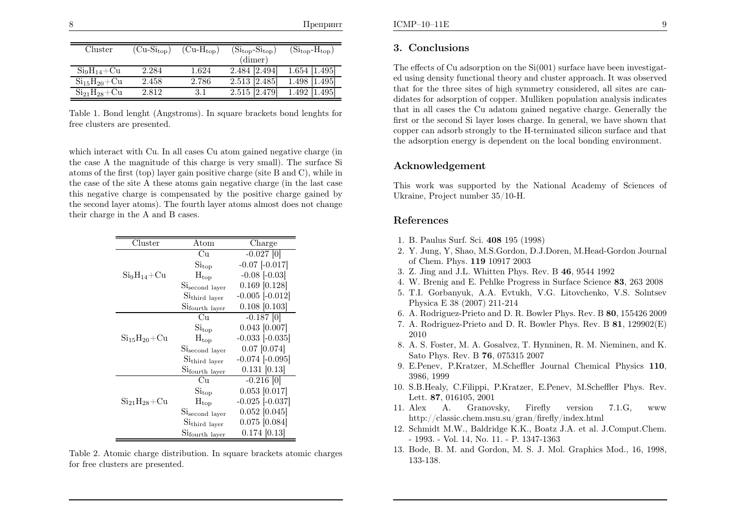| Cluster | ($Cu$-$Si_{top}$) | ($Cu$-$H_{top}$) | ($Si_{top}$-$Si_{top}$) (dimer) | ($Si_{top}$-$H_{top}$) |
|---|---|---|---|---|
| $Si_9H_{14}$+Cu | 2.284 | 1.624 | 2.484 [2.494] | 1.654 [1.495] |
| $Si_{15}H_{20}$+Cu | 2.458 | 2.786 | 2.513 [2.485] | 1.498 [1.495] |
| $Si_{21}H_{28}$+Cu | 2.812 | 3.1 | 2.515 [2.479] | 1.492 [1.495] |

Table 1. Bond lenght (Angstroms). In square brackets bond lenghts for free clusters are presented.

which interact with Cu. In all cases Cu atom gained negative charge (in the case A the magnitude of this charge is very small). The surface Si atoms of the first (top) layer gain positive charge (site B and C), while in the case of the site A these atoms gain negative charge (in the last case this negative charge is compensated by the positive charge gained by the second layer atoms). The fourth layer atoms almost does not change their charge in the A and B cases.

| Cluster | Atom | Charge |
|---|---|---|
| $Si_9H_{14}$+Cu | Cu | -0.027 [0] |
| | $Si_{top}$ | -0.07 [-0.017] |
| | $H_{top}$ | -0.08 [-0.03] |
| | $Si_{second\ layer}$ | 0.169 [0.128] |
| | $Si_{third\ layer}$ | -0.005 [-0.012] |
| | $Si_{fourth\ layer}$ | 0.108 [0.103] |
| $Si_{15}H_{20}$+Cu | Cu | -0.187 [0] |
| | $Si_{top}$ | 0.043 [0.007] |
| | $H_{top}$ | -0.033 [-0.035] |
| | $Si_{second\ layer}$ | 0.07 [0.074] |
| | $Si_{third\ layer}$ | -0.074 [-0.095] |
| | $Si_{fourth\ layer}$ | 0.131 [0.13] |
| $Si_{21}H_{28}$+Cu | Cu | -0.216 [0] |
| | $Si_{top}$ | 0.053 [0.017] |
| | $H_{top}$ | -0.025 [-0.037] |
| | $Si_{second\ layer}$ | 0.052 [0.045] |
| | $Si_{third\ layer}$ | 0.075 [0.084] |
| | $Si_{fourth\ layer}$ | 0.174 [0.13] |

Table 2. Atomic charge distribution. In square brackets atomic charges for free clusters are presented.

## 3. Conclusions

The effects of Cu adsorption on the Si(001) surface have been investigated using density functional theory and cluster approach. It was observed that for the three sites of high symmetry considered, all sites are candidates for adsorption of copper. Mulliken population analysis indicates that in all cases the Cu adatom gained negative charge. Generally the first or the second Si layer loses charge. In general, we have shown that copper can adsorb strongly to the H-terminated silicon surface and that the adsorption energy is dependent on the local bonding environment.

## Acknowledgement

This work was supported by the National Academy of Sciences of Ukraine, Project number 35/10-H.

## References

1. B. Paulus Surf. Sci. **408** 195 (1998)
2. Y. Jung, Y, Shao, M.S.Gordon, D.J.Doren, M.Head-Gordon Journal of Chem. Phys. **119** 10917 2003
3. Z. Jing and J.L. Whitten Phys. Rev. B **46**, 9544 1992
4. W. Brenig and E. Pehlke Progress in Surface Science **83**, 263 2008
5. T.I. Gorbanyuk, A.A. Evtukh, V.G. Litovchenko, V.S. Solntsev Physica E 38 (2007) 211-214
6. A. Rodriguez-Prieto and D. R. Bowler Phys. Rev. B **80**, 155426 2009
7. A. Rodriguez-Prieto and D. R. Bowler Phys. Rev. B **81**, 129902(E) 2010
8. A. S. Foster, M. A. Gosalvez, T. Hynninen, R. M. Nieminen, and K. Sato Phys. Rev. B **76**, 075315 2007
9. E.Penev, P.Kratzer, M.Scheffler Journal Chemical Physics **110**, 3986, 1999
10. S.B.Healy, C.Filippi, P.Kratzer, E.Penev, M.Scheffler Phys. Rev. Lett. **87**, 016105, 2001
11. Alex A. Granovsky, Firefly version 7.1.G, www http://classic.chem.msu.su/gran/firefly/index.html
12. Schmidt M.W., Baldridge K.K., Boatz J.A. et al. J.Comput.Chem. - 1993. - Vol. 14, No. 11. - P. 1347-1363
13. Bode, B. M. and Gordon, M. S. J. Mol. Graphics Mod., 16, 1998, 133-138.